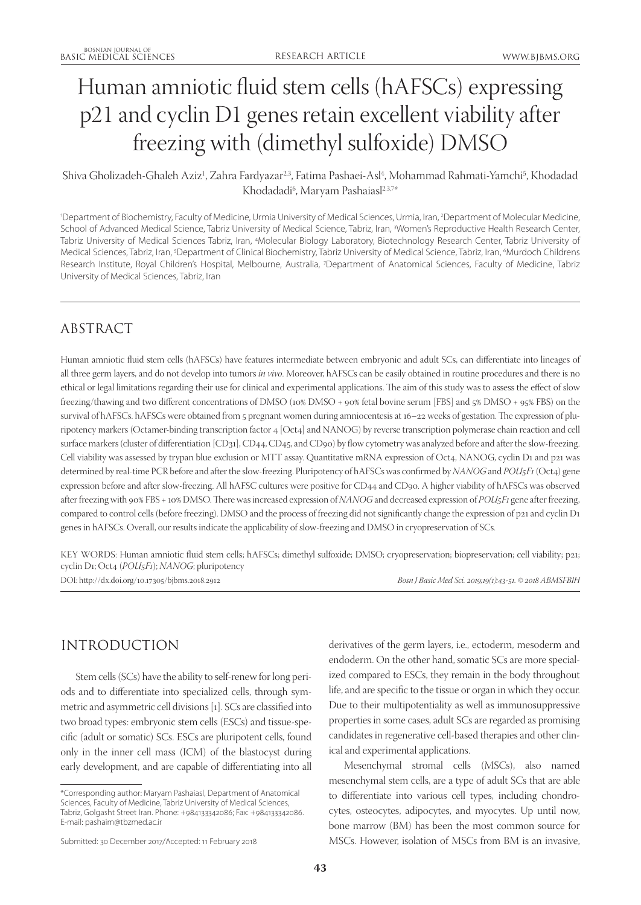# Human amniotic fluid stem cells (hAFSCs) expressing p21 and cyclin D1 genes retain excellent viability after freezing with (dimethyl sulfoxide) DMSO

Shiva Gholizadeh-Ghaleh Aziz[1], Zahra Fardyazar[2,3], Fatima Pashaei-Asl[4], Mohammad Rahmati-Yamchi[5], Khodadad Khodadadi[6], Maryam Pashaiasl[2,3,7]*

[1]Department of Biochemistry, Faculty of Medicine, Urmia University of Medical Sciences, Urmia, Iran, [2]Department of Molecular Medicine, School of Advanced Medical Science, Tabriz University of Medical Science, Tabriz, Iran, [3]Women's Reproductive Health Research Center, Tabriz University of Medical Sciences Tabriz, Iran, [4]Molecular Biology Laboratory, Biotechnology Research Center, Tabriz University of Medical Sciences, Tabriz, Iran, [5]Department of Clinical Biochemistry, Tabriz University of Medical Science, Tabriz, Iran, [6]Murdoch Childrens Research Institute, Royal Children's Hospital, Melbourne, Australia, [7]Department of Anatomical Sciences, Faculty of Medicine, Tabriz University of Medical Sciences, Tabriz, Iran

## ABSTRACT

Human amniotic fluid stem cells (hAFSCs) have features intermediate between embryonic and adult SCs, can differentiate into lineages of all three germ layers, and do not develop into tumors *in vivo*. Moreover, hAFSCs can be easily obtained in routine procedures and there is no ethical or legal limitations regarding their use for clinical and experimental applications. The aim of this study was to assess the effect of slow freezing/thawing and two different concentrations of DMSO (10% DMSO + 90% fetal bovine serum [FBS] and 5% DMSO + 95% FBS) on the survival of hAFSCs. hAFSCs were obtained from 5 pregnant women during amniocentesis at 16–22 weeks of gestation. The expression of pluripotency markers (Octamer-binding transcription factor 4 [Oct4] and NANOG) by reverse transcription polymerase chain reaction and cell surface markers (cluster of differentiation [CD31], CD44, CD45, and CD90) by flow cytometry was analyzed before and after the slow-freezing. Cell viability was assessed by trypan blue exclusion or MTT assay. Quantitative mRNA expression of Oct4, NANOG, cyclin D1 and p21 was determined by real-time PCR before and after the slow-freezing. Pluripotency of hAFSCs was confirmed by *NANOG* and *POU5F1* (Oct4) gene expression before and after slow-freezing. All hAFSC cultures were positive for CD44 and CD90. A higher viability of hAFSCs was observed after freezing with 90% FBS + 10% DMSO. There was increased expression of *NANOG* and decreased expression of *POU5F1* gene after freezing, compared to control cells (before freezing). DMSO and the process of freezing did not significantly change the expression of p21 and cyclin D1 genes in hAFSCs. Overall, our results indicate the applicability of slow-freezing and DMSO in cryopreservation of SCs.

KEY WORDS: Human amniotic fluid stem cells; hAFSCs; dimethyl sulfoxide; DMSO; cryopreservation; biopreservation; cell viability; p21; cyclin D1; Oct4 (*POU5F1*); *NANOG*; pluripotency

DOI: http://dx.doi.org/10.17305/bjbms.2018.2912

*Bosn J Basic Med Sci. 2019;19(1):43-51. © 2018 ABMSFBIH*

## INTRODUCTION

Stem cells (SCs) have the ability to self-renew for long periods and to differentiate into specialized cells, through symmetric and asymmetric cell divisions [1]. SCs are classified into two broad types: embryonic stem cells (ESCs) and tissue-specific (adult or somatic) SCs. ESCs are pluripotent cells, found only in the inner cell mass (ICM) of the blastocyst during early development, and are capable of differentiating into all derivatives of the germ layers, i.e., ectoderm, mesoderm and endoderm. On the other hand, somatic SCs are more specialized compared to ESCs, they remain in the body throughout life, and are specific to the tissue or organ in which they occur. Due to their multipotentiality as well as immunosuppressive properties in some cases, adult SCs are regarded as promising candidates in regenerative cell-based therapies and other clinical and experimental applications.

Mesenchymal stromal cells (MSCs), also named mesenchymal stem cells, are a type of adult SCs that are able to differentiate into various cell types, including chondrocytes, osteocytes, adipocytes, and myocytes. Up until now, bone marrow (BM) has been the most common source for MSCs. However, isolation of MSCs from BM is an invasive,

*Corresponding author: Maryam Pashaiasl, Department of Anatomical Sciences, Faculty of Medicine, Tabriz University of Medical Sciences, Tabriz, Golgasht Street Iran. Phone: +984133342086; Fax: +984133342086. E-mail: pashaim@tbzmed.ac.ir

Submitted: 30 December 2017/Accepted: 11 February 2018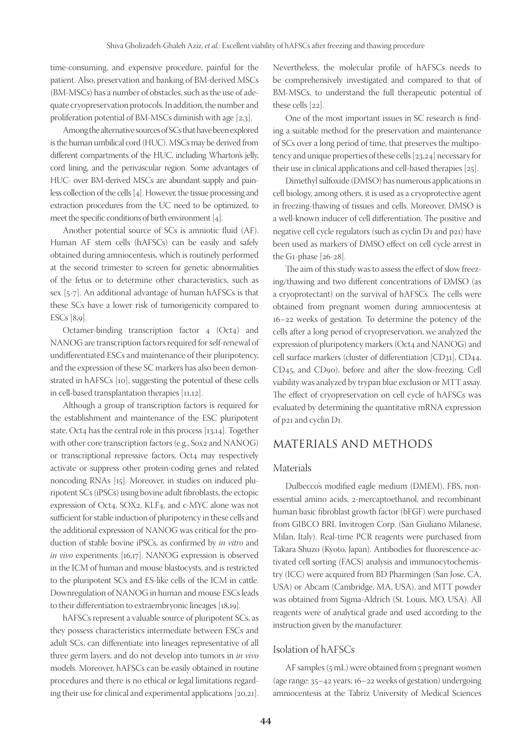time-consuming, and expensive procedure, painful for the patient. Also, preservation and banking of BM-derived MSCs (BM-MSCs) has a number of obstacles, such as the use of adequate cryopreservation protocols. In addition, the number and proliferation potential of BM-MSCs diminish with age [2,3].

Among the alternative sources of SCs that have been explored is the human umbilical cord (HUC). MSCs may be derived from different compartments of the HUC, including Wharton's jelly, cord lining, and the perivascular region. Some advantages of HUC- over BM-derived MSCs are abundant supply and painless collection of the cells [4]. However, the tissue processing and extraction procedures from the UC need to be optimized, to meet the specific conditions of birth environment [4].

Another potential source of SCs is amniotic fluid (AF). Human AF stem cells (hAFSCs) can be easily and safely obtained during amniocentesis, which is routinely performed at the second trimester to screen for genetic abnormalities of the fetus or to determine other characteristics, such as sex [5-7]. An additional advantage of human hAFSCs is that these SCs have a lower risk of tumorigenicity compared to ESCs [8,9].

Octamer-binding transcription factor 4 (Oct4) and NANOG are transcription factors required for self-renewal of undifferentiated ESCs and maintenance of their pluripotency, and the expression of these SC markers has also been demonstrated in hAFSCs [10], suggesting the potential of these cells in cell-based transplantation therapies [11,12].

Although a group of transcription factors is required for the establishment and maintenance of the ESC pluripotent state, Oct4 has the central role in this process [13,14]. Together with other core transcription factors (e.g., Sox2 and NANOG) or transcriptional repressive factors, Oct4 may respectively activate or suppress other protein-coding genes and related noncoding RNAs [15]. Moreover, in studies on induced pluripotent SCs (iPSCs) using bovine adult fibroblasts, the ectopic expression of Oct4, SOX2, KLF4, and c-MYC alone was not sufficient for stable induction of pluripotency in these cells and the additional expression of NANOG was critical for the production of stable bovine iPSCs, as confirmed by *in vitro* and *in vivo* experiments [16,17]. NANOG expression is observed in the ICM of human and mouse blastocysts, and is restricted to the pluripotent SCs and ES-like cells of the ICM in cattle. Downregulation of NANOG in human and mouse ESCs leads to their differentiation to extraembryonic lineages [18,19].

hAFSCs represent a valuable source of pluripotent SCs, as they possess characteristics intermediate between ESCs and adult SCs, can differentiate into lineages representative of all three germ layers, and do not develop into tumors in *in vivo* models. Moreover, hAFSCs can be easily obtained in routine procedures and there is no ethical or legal limitations regarding their use for clinical and experimental applications [20,21]. Nevertheless, the molecular profile of hAFSCs needs to be comprehensively investigated and compared to that of BM-MSCs, to understand the full therapeutic potential of these cells [22].

One of the most important issues in SC research is finding a suitable method for the preservation and maintenance of SCs over a long period of time, that preserves the multipotency and unique properties of these cells [23,24] necessary for their use in clinical applications and cell-based therapies [25].

Dimethyl sulfoxide (DMSO) has numerous applications in cell biology, among others, it is used as a cryoprotective agent in freezing-thawing of tissues and cells. Moreover, DMSO is a well-known inducer of cell differentiation. The positive and negative cell cycle regulators (such as cyclin D1 and p21) have been used as markers of DMSO effect on cell cycle arrest in the G1-phase [26-28].

The aim of this study was to assess the effect of slow freezing/thawing and two different concentrations of DMSO (as a cryoprotectant) on the survival of hAFSCs. The cells were obtained from pregnant women during amniocentesis at 16–22 weeks of gestation. To determine the potency of the cells after a long period of cryopreservation, we analyzed the expression of pluripotency markers (Oct4 and NANOG) and cell surface markers (cluster of differentiation [CD31], CD44, CD45, and CD90), before and after the slow-freezing. Cell viability was analyzed by trypan blue exclusion or MTT assay. The effect of cryopreservation on cell cycle of hAFSCs was evaluated by determining the quantitative mRNA expression of p21 and cyclin D1.

## MATERIALS AND METHODS

### Materials

Dulbecco's modified eagle medium (DMEM), FBS, non-essential amino acids, 2-mercaptoethanol, and recombinant human basic fibroblast growth factor (bFGF) were purchased from GIBCO BRL Invitrogen Corp. (San Giuliano Milanese, Milan, Italy). Real-time PCR reagents were purchased from Takara Shuzo (Kyoto, Japan). Antibodies for fluorescence-activated cell sorting (FACS) analysis and immunocytochemistry (ICC) were acquired from BD Pharmingen (San Jose, CA, USA) or Abcam (Cambridge, MA, USA), and MTT powder was obtained from Sigma-Aldrich (St. Louis, MO, USA). All reagents were of analytical grade and used according to the instruction given by the manufacturer.

### Isolation of hAFSCs

AF samples (5 mL) were obtained from 5 pregnant women (age range: 35–42 years; 16–22 weeks of gestation) undergoing amniocentesis at the Tabriz University of Medical Sciences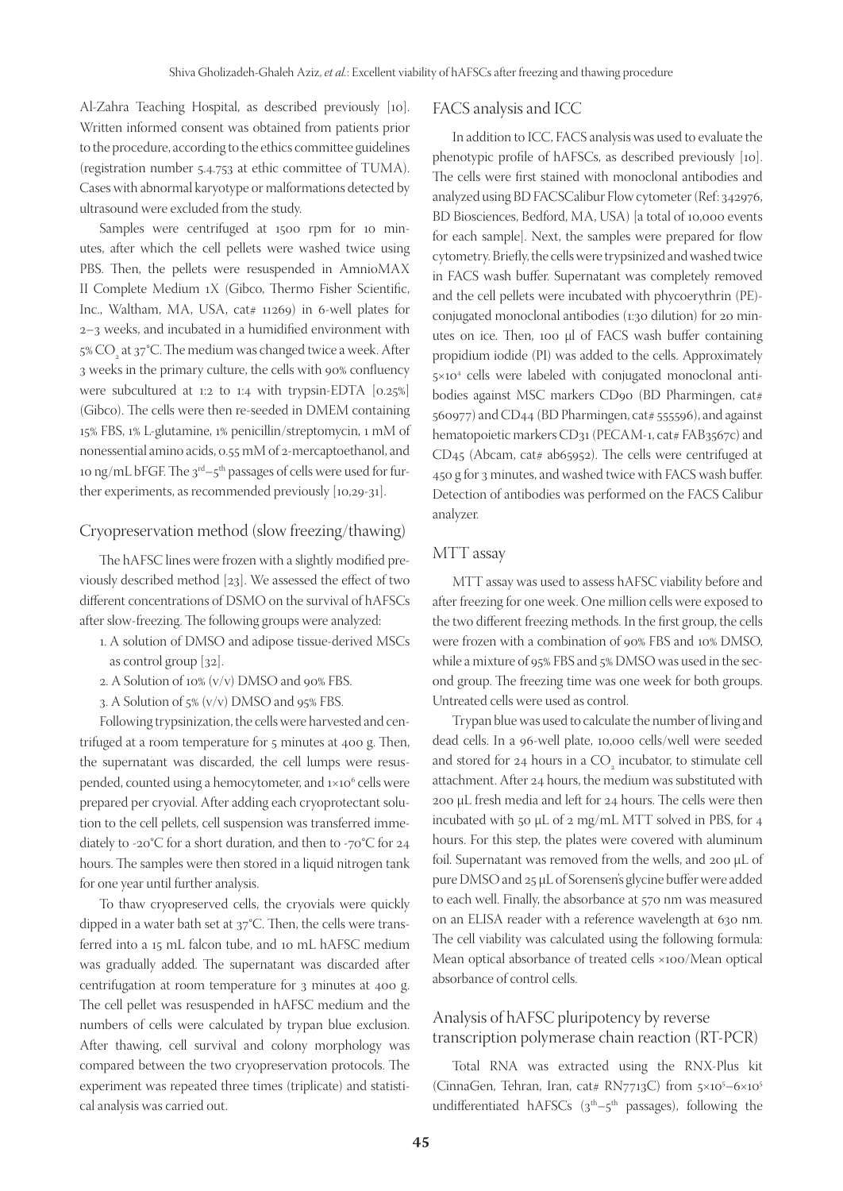Al-Zahra Teaching Hospital, as described previously [10]. Written informed consent was obtained from patients prior to the procedure, according to the ethics committee guidelines (registration number 5.4.753 at ethic committee of TUMA). Cases with abnormal karyotype or malformations detected by ultrasound were excluded from the study.

Samples were centrifuged at 1500 rpm for 10 minutes, after which the cell pellets were washed twice using PBS. Then, the pellets were resuspended in AmnioMAX II Complete Medium 1X (Gibco, Thermo Fisher Scientific, Inc., Waltham, MA, USA, cat# 11269) in 6-well plates for 2–3 weeks, and incubated in a humidified environment with 5% $CO_2$ at 37°C. The medium was changed twice a week. After 3 weeks in the primary culture, the cells with 90% confluency were subcultured at 1:2 to 1:4 with trypsin-EDTA [0.25%] (Gibco). The cells were then re-seeded in DMEM containing 15% FBS, 1% L-glutamine, 1% penicillin/streptomycin, 1 mM of nonessential amino acids, 0.55 mM of 2-mercaptoethanol, and 10 ng/mL bFGF. The 3rd–5th passages of cells were used for further experiments, as recommended previously [10,29-31].

## Cryopreservation method (slow freezing/thawing)

The hAFSC lines were frozen with a slightly modified previously described method [23]. We assessed the effect of two different concentrations of DSMO on the survival of hAFSCs after slow-freezing. The following groups were analyzed:

1. A solution of DMSO and adipose tissue-derived MSCs as control group [32].
2. A Solution of 10% (v/v) DMSO and 90% FBS.
3. A Solution of 5% (v/v) DMSO and 95% FBS.

Following trypsinization, the cells were harvested and centrifuged at a room temperature for 5 minutes at 400 g. Then, the supernatant was discarded, the cell lumps were resuspended, counted using a hemocytometer, and $1\times10^6$ cells were prepared per cryovial. After adding each cryoprotectant solution to the cell pellets, cell suspension was transferred immediately to -20°C for a short duration, and then to -70°C for 24 hours. The samples were then stored in a liquid nitrogen tank for one year until further analysis.

To thaw cryopreserved cells, the cryovials were quickly dipped in a water bath set at 37°C. Then, the cells were transferred into a 15 mL falcon tube, and 10 mL hAFSC medium was gradually added. The supernatant was discarded after centrifugation at room temperature for 3 minutes at 400 g. The cell pellet was resuspended in hAFSC medium and the numbers of cells were calculated by trypan blue exclusion. After thawing, cell survival and colony morphology was compared between the two cryopreservation protocols. The experiment was repeated three times (triplicate) and statistical analysis was carried out.

## FACS analysis and ICC

In addition to ICC, FACS analysis was used to evaluate the phenotypic profile of hAFSCs, as described previously [10]. The cells were first stained with monoclonal antibodies and analyzed using BD FACSCalibur Flow cytometer (Ref: 342976, BD Biosciences, Bedford, MA, USA) [a total of 10,000 events for each sample]. Next, the samples were prepared for flow cytometry. Briefly, the cells were trypsinized and washed twice in FACS wash buffer. Supernatant was completely removed and the cell pellets were incubated with phycoerythrin (PE)-conjugated monoclonal antibodies (1:30 dilution) for 20 minutes on ice. Then, 100 µl of FACS wash buffer containing propidium iodide (PI) was added to the cells. Approximately $5\times10^4$ cells were labeled with conjugated monoclonal antibodies against MSC markers CD90 (BD Pharmingen, cat# 560977) and CD44 (BD Pharmingen, cat# 555596), and against hematopoietic markers CD31 (PECAM-1, cat# FAB3567c) and CD45 (Abcam, cat# ab65952). The cells were centrifuged at 450 g for 3 minutes, and washed twice with FACS wash buffer. Detection of antibodies was performed on the FACS Calibur analyzer.

## MTT assay

MTT assay was used to assess hAFSC viability before and after freezing for one week. One million cells were exposed to the two different freezing methods. In the first group, the cells were frozen with a combination of 90% FBS and 10% DMSO, while a mixture of 95% FBS and 5% DMSO was used in the second group. The freezing time was one week for both groups. Untreated cells were used as control.

Trypan blue was used to calculate the number of living and dead cells. In a 96-well plate, 10,000 cells/well were seeded and stored for 24 hours in a $CO_2$ incubator, to stimulate cell attachment. After 24 hours, the medium was substituted with 200 µL fresh media and left for 24 hours. The cells were then incubated with 50 µL of 2 mg/mL MTT solved in PBS, for 4 hours. For this step, the plates were covered with aluminum foil. Supernatant was removed from the wells, and 200 µL of pure DMSO and 25 µL of Sorensen's glycine buffer were added to each well. Finally, the absorbance at 570 nm was measured on an ELISA reader with a reference wavelength at 630 nm. The cell viability was calculated using the following formula: Mean optical absorbance of treated cells ×100/Mean optical absorbance of control cells.

## Analysis of hAFSC pluripotency by reverse transcription polymerase chain reaction (RT-PCR)

Total RNA was extracted using the RNX-Plus kit (CinnaGen, Tehran, Iran, cat# RN7713C) from $5\times10^5$–$6\times10^5$ undifferentiated hAFSCs (3th–5th passages), following the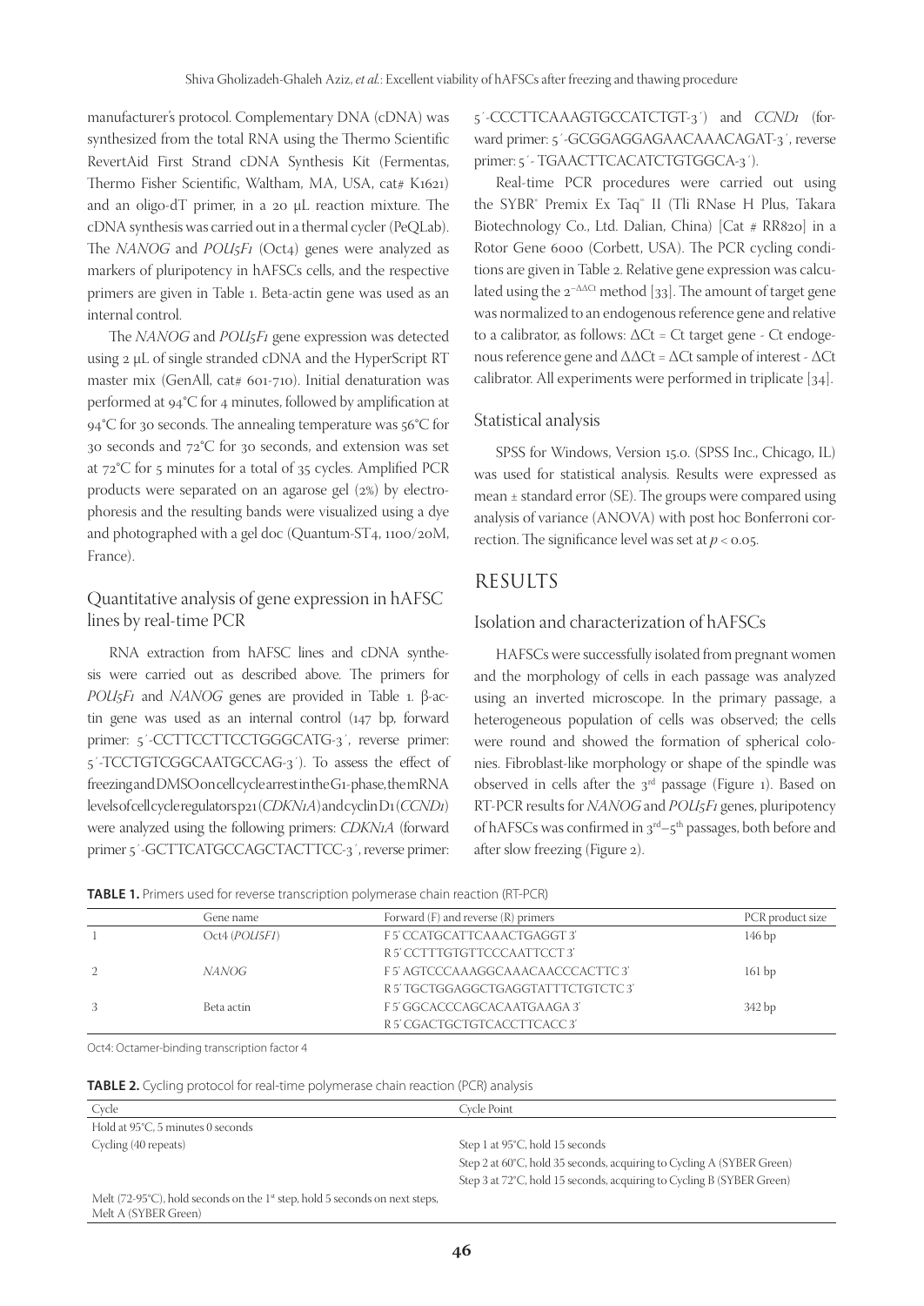manufacturer's protocol. Complementary DNA (cDNA) was synthesized from the total RNA using the Thermo Scientific RevertAid First Strand cDNA Synthesis Kit (Fermentas, Thermo Fisher Scientific, Waltham, MA, USA, cat# K1621) and an oligo-dT primer, in a 20 µL reaction mixture. The cDNA synthesis was carried out in a thermal cycler (PeQLab). The *NANOG* and *POU5F1* (Oct4) genes were analyzed as markers of pluripotency in hAFSCs cells, and the respective primers are given in Table 1. Beta-actin gene was used as an internal control.

The *NANOG* and *POU5F1* gene expression was detected using 2 µL of single stranded cDNA and the HyperScript RT master mix (GenAll, cat# 601-710). Initial denaturation was performed at 94°C for 4 minutes, followed by amplification at 94°C for 30 seconds. The annealing temperature was 56°C for 30 seconds and 72°C for 30 seconds, and extension was set at 72°C for 5 minutes for a total of 35 cycles. Amplified PCR products were separated on an agarose gel (2%) by electrophoresis and the resulting bands were visualized using a dye and photographed with a gel doc (Quantum-ST4, 1100/20M, France).

### Quantitative analysis of gene expression in hAFSC lines by real-time PCR

RNA extraction from hAFSC lines and cDNA synthesis were carried out as described above. The primers for *POU5F1* and *NANOG* genes are provided in Table 1. β-actin gene was used as an internal control (147 bp, forward primer: 5´-CCTTCCTTCCTGGGCATG-3´, reverse primer: 5´-TCCTGTCGGCAATGCCAG-3´). To assess the effect of freezing and DMSO on cell cycle arrest in the G1-phase, the mRNA levels of cell cycle regulators p21 (*CDKN1A*) and cyclin D1 (*CCND1*) were analyzed using the following primers: *CDKN1A* (forward primer 5´-GCTTCATGCCAGCTACTTCC-3´, reverse primer: 5´-CCCTTCAAAGTGCCATCTGT-3´) and *CCND1* (forward primer: 5´-GCGGAGGAGAACAAACAGAT-3´, reverse primer: 5´- TGAACTTCACATCTGTGGCA-3´).

Real-time PCR procedures were carried out using the SYBR® Premix Ex Taq™ II (Tli RNase H Plus, Takara Biotechnology Co., Ltd. Dalian, China) [Cat # RR820] in a Rotor Gene 6000 (Corbett, USA). The PCR cycling conditions are given in Table 2. Relative gene expression was calculated using the $2^{-\Delta\Delta Ct}$ method [33]. The amount of target gene was normalized to an endogenous reference gene and relative to a calibrator, as follows: ΔCt = Ct target gene - Ct endogenous reference gene and ΔΔCt = ΔCt sample of interest - ΔCt calibrator. All experiments were performed in triplicate [34].

### Statistical analysis

SPSS for Windows, Version 15.0. (SPSS Inc., Chicago, IL) was used for statistical analysis. Results were expressed as mean ± standard error (SE). The groups were compared using analysis of variance (ANOVA) with post hoc Bonferroni correction. The significance level was set at $p < 0.05$.

## RESULTS

### Isolation and characterization of hAFSCs

HAFSCs were successfully isolated from pregnant women and the morphology of cells in each passage was analyzed using an inverted microscope. In the primary passage, a heterogeneous population of cells was observed; the cells were round and showed the formation of spherical colonies. Fibroblast-like morphology or shape of the spindle was observed in cells after the 3rd passage (Figure 1). Based on RT-PCR results for *NANOG* and *POU5F1* genes, pluripotency of hAFSCs was confirmed in 3rd–5th passages, both before and after slow freezing (Figure 2).

**TABLE 1.** Primers used for reverse transcription polymerase chain reaction (RT-PCR)

| | Gene name | Forward (F) and reverse (R) primers | PCR product size |
|---|---|---|---|
| 1 | Oct4 (*POU5F1*) | F 5' CCATGCATTCAAACTGAGGT 3' | 146 bp |
| | | R 5' CCTTTGTGTTCCCAATTCCT 3' | |
| 2 | *NANOG* | F 5' AGTCCCAAAGGCAAACAACCCACTTC 3' | 161 bp |
| | | R 5' TGCTGGAGGCTGAGGTATTTCTGTCTC 3' | |
| 3 | Beta actin | F 5' GGCACCCAGCACAATGAAGA 3' | 342 bp |
| | | R 5' CGACTGCTGTCACCTTCACC 3' | |

Oct4: Octamer-binding transcription factor 4

**TABLE 2.** Cycling protocol for real-time polymerase chain reaction (PCR) analysis

| Cycle | Cycle Point |
|---|---|
| Hold at 95°C, 5 minutes 0 seconds | |
| Cycling (40 repeats) | Step 1 at 95°C, hold 15 seconds |
| | Step 2 at 60°C, hold 35 seconds, acquiring to Cycling A (SYBER Green) |
| | Step 3 at 72°C, hold 15 seconds, acquiring to Cycling B (SYBER Green) |
| Melt (72-95°C), hold seconds on the 1st step, hold 5 seconds on next steps, Melt A (SYBER Green) | |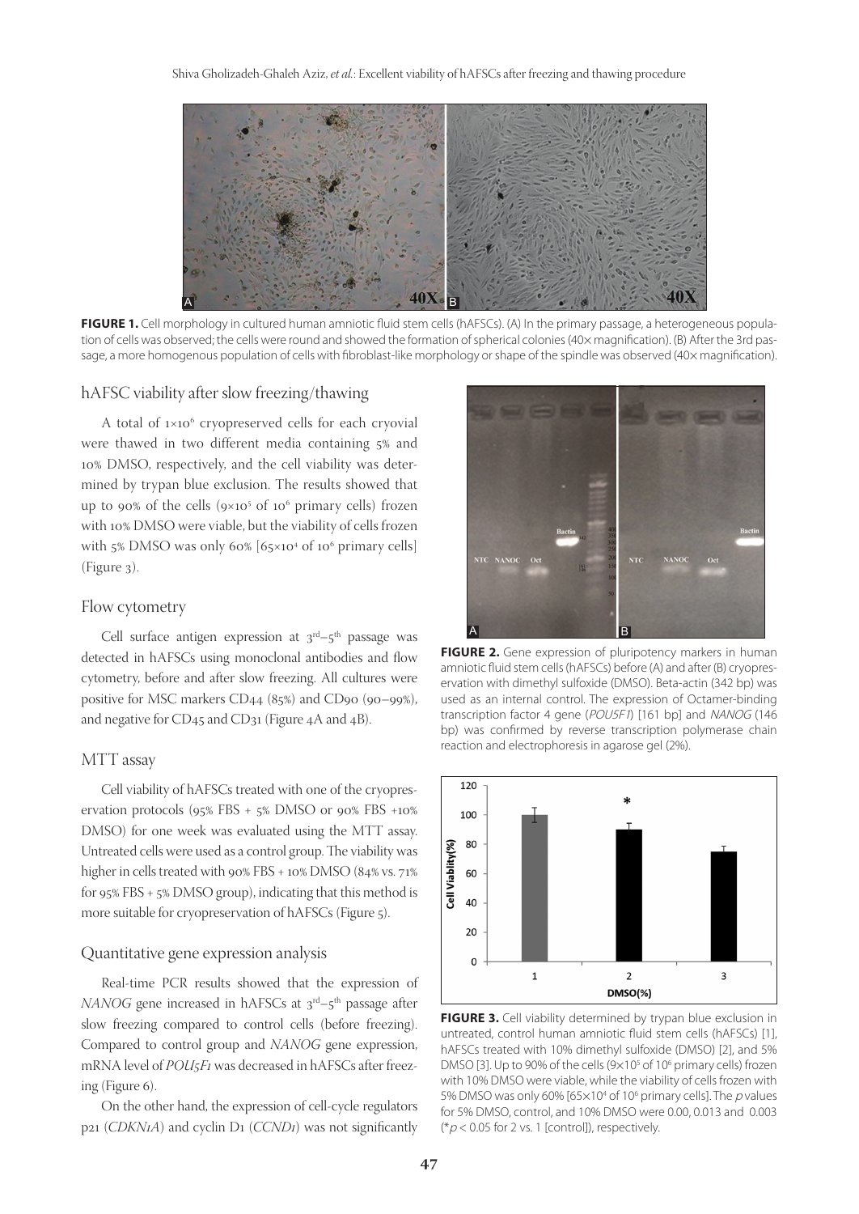**FIGURE 1.** Cell morphology in cultured human amniotic fluid stem cells (hAFSCs). (A) In the primary passage, a heterogeneous population of cells was observed; the cells were round and showed the formation of spherical colonies (40× magnification). (B) After the 3rd passage, a more homogenous population of cells with fibroblast-like morphology or shape of the spindle was observed (40× magnification).

## hAFSC viability after slow freezing/thawing

A total of $1\times10^6$ cryopreserved cells for each cryovial were thawed in two different media containing 5% and 10% DMSO, respectively, and the cell viability was determined by trypan blue exclusion. The results showed that up to 90% of the cells ($9\times10^5$ of $10^6$ primary cells) frozen with 10% DMSO were viable, but the viability of cells frozen with 5% DMSO was only 60% [$65\times10^4$ of $10^6$ primary cells] (Figure 3).

## Flow cytometry

Cell surface antigen expression at 3rd–5th passage was detected in hAFSCs using monoclonal antibodies and flow cytometry, before and after slow freezing. All cultures were positive for MSC markers CD44 (85%) and CD90 (90–99%), and negative for CD45 and CD31 (Figure 4A and 4B).

## MTT assay

Cell viability of hAFSCs treated with one of the cryopreservation protocols (95% FBS + 5% DMSO or 90% FBS +10% DMSO) for one week was evaluated using the MTT assay. Untreated cells were used as a control group. The viability was higher in cells treated with 90% FBS + 10% DMSO (84% vs. 71% for 95% FBS + 5% DMSO group), indicating that this method is more suitable for cryopreservation of hAFSCs (Figure 5).

## Quantitative gene expression analysis

Real-time PCR results showed that the expression of *NANOG* gene increased in hAFSCs at 3rd–5th passage after slow freezing compared to control cells (before freezing). Compared to control group and *NANOG* gene expression, mRNA level of *POU5F1* was decreased in hAFSCs after freezing (Figure 6).

On the other hand, the expression of cell-cycle regulators p21 (*CDKN1A*) and cyclin D1 (*CCND1*) was not significantly

**FIGURE 2.** Gene expression of pluripotency markers in human amniotic fluid stem cells (hAFSCs) before (A) and after (B) cryopreservation with dimethyl sulfoxide (DMSO). Beta-actin (342 bp) was used as an internal control. The expression of Octamer-binding transcription factor 4 gene (*POU5F1*) [161 bp] and *NANOG* (146 bp) was confirmed by reverse transcription polymerase chain reaction and electrophoresis in agarose gel (2%).

**FIGURE 3.** Cell viability determined by trypan blue exclusion in untreated, control human amniotic fluid stem cells (hAFSCs) [1], hAFSCs treated with 10% dimethyl sulfoxide (DMSO) [2], and 5% DMSO [3]. Up to 90% of the cells ($9\times10^5$ of $10^6$ primary cells) frozen with 10% DMSO were viable, while the viability of cells frozen with 5% DMSO was only 60% [$65\times10^4$ of $10^6$ primary cells]. The *p* values for 5% DMSO, control, and 10% DMSO were 0.00, 0.013 and 0.003 (*$p < 0.05$ for 2 vs. 1 [control]), respectively.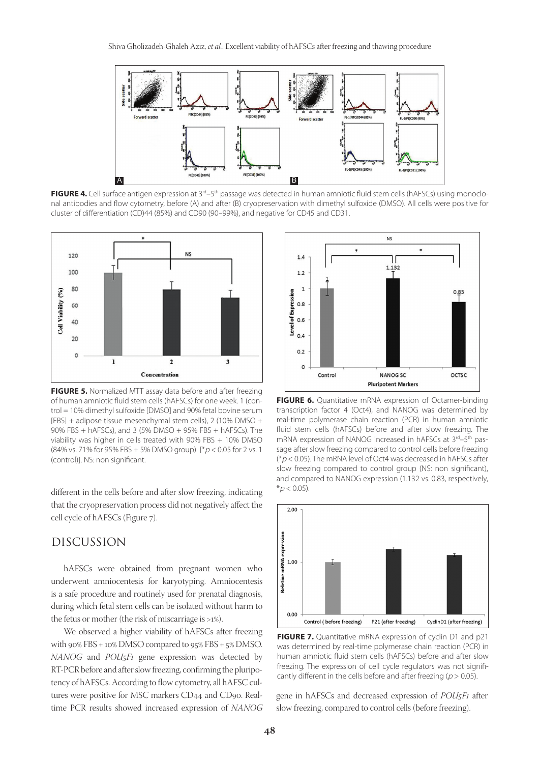**FIGURE 4.** Cell surface antigen expression at 3rd–5th passage was detected in human amniotic fluid stem cells (hAFSCs) using monoclonal antibodies and flow cytometry, before (A) and after (B) cryopreservation with dimethyl sulfoxide (DMSO). All cells were positive for cluster of differentiation (CD)44 (85%) and CD90 (90–99%), and negative for CD45 and CD31.

**FIGURE 5.** Normalized MTT assay data before and after freezing of human amniotic fluid stem cells (hAFSCs) for one week. 1 (control = 10% dimethyl sulfoxide [DMSO] and 90% fetal bovine serum [FBS] + adipose tissue mesenchymal stem cells), 2 (10% DMSO + 90% FBS + hAFSCs), and 3 (5% DMSO + 95% FBS + hAFSCs). The viability was higher in cells treated with 90% FBS + 10% DMSO (84% vs. 71% for 95% FBS + 5% DMSO group) [*$p < 0.05$ for 2 vs. 1 (control)]. NS: non significant.

**FIGURE 6.** Quantitative mRNA expression of Octamer-binding transcription factor 4 (Oct4), and NANOG was determined by real-time polymerase chain reaction (PCR) in human amniotic fluid stem cells (hAFSCs) before and after slow freezing. The mRNA expression of NANOG increased in hAFSCs at 3rd–5th passage after slow freezing compared to control cells before freezing (*$p < 0.05$). The mRNA level of Oct4 was decreased in hAFSCs after slow freezing compared to control group (NS: non significant), and compared to NANOG expression (1.132 vs. 0.83, respectively, *$p < 0.05$).

different in the cells before and after slow freezing, indicating that the cryopreservation process did not negatively affect the cell cycle of hAFSCs (Figure 7).

**FIGURE 7.** Quantitative mRNA expression of cyclin D1 and p21 was determined by real-time polymerase chain reaction (PCR) in human amniotic fluid stem cells (hAFSCs) before and after slow freezing. The expression of cell cycle regulators was not significantly different in the cells before and after freezing ($p > 0.05$).

## DISCUSSION

hAFSCs were obtained from pregnant women who underwent amniocentesis for karyotyping. Amniocentesis is a safe procedure and routinely used for prenatal diagnosis, during which fetal stem cells can be isolated without harm to the fetus or mother (the risk of miscarriage is >1%).

We observed a higher viability of hAFSCs after freezing with 90% FBS + 10% DMSO compared to 95% FBS + 5% DMSO. *NANOG* and *POU5F1* gene expression was detected by RT-PCR before and after slow freezing, confirming the pluripotency of hAFSCs. According to flow cytometry, all hAFSC cultures were positive for MSC markers CD44 and CD90. Real-time PCR results showed increased expression of *NANOG* gene in hAFSCs and decreased expression of *POU5F1* after slow freezing, compared to control cells (before freezing).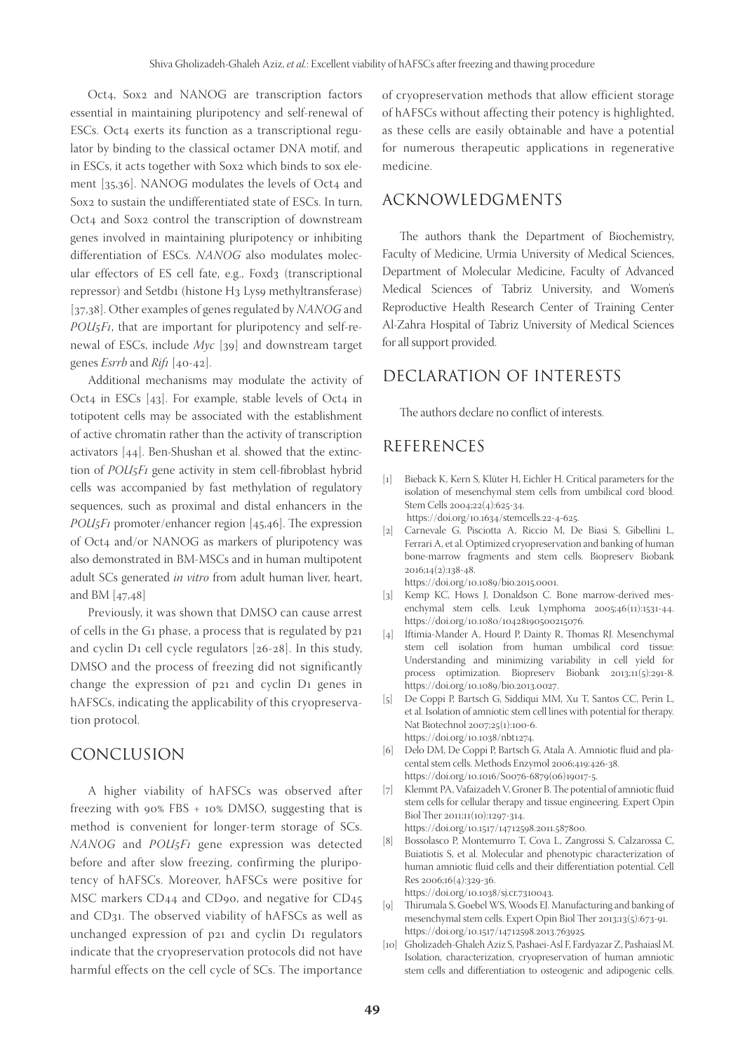Oct4, Sox2 and NANOG are transcription factors essential in maintaining pluripotency and self-renewal of ESCs. Oct4 exerts its function as a transcriptional regulator by binding to the classical octamer DNA motif, and in ESCs, it acts together with Sox2 which binds to sox element [35,36]. NANOG modulates the levels of Oct4 and Sox2 to sustain the undifferentiated state of ESCs. In turn, Oct4 and Sox2 control the transcription of downstream genes involved in maintaining pluripotency or inhibiting differentiation of ESCs. *NANOG* also modulates molecular effectors of ES cell fate, e.g., Foxd3 (transcriptional repressor) and Setdb1 (histone H3 Lys9 methyltransferase) [37,38]. Other examples of genes regulated by *NANOG* and *POU5F1*, that are important for pluripotency and self-renewal of ESCs, include *Myc* [39] and downstream target genes *Esrrb* and *Rif1* [40-42].

Additional mechanisms may modulate the activity of Oct4 in ESCs [43]. For example, stable levels of Oct4 in totipotent cells may be associated with the establishment of active chromatin rather than the activity of transcription activators [44]. Ben-Shushan et al. showed that the extinction of *POU5F1* gene activity in stem cell-fibroblast hybrid cells was accompanied by fast methylation of regulatory sequences, such as proximal and distal enhancers in the *POU5F1* promoter/enhancer region [45,46]. The expression of Oct4 and/or NANOG as markers of pluripotency was also demonstrated in BM-MSCs and in human multipotent adult SCs generated *in vitro* from adult human liver, heart, and BM [47,48]

Previously, it was shown that DMSO can cause arrest of cells in the G1 phase, a process that is regulated by p21 and cyclin D1 cell cycle regulators [26-28]. In this study, DMSO and the process of freezing did not significantly change the expression of p21 and cyclin D1 genes in hAFSCs, indicating the applicability of this cryopreservation protocol.

## CONCLUSION

A higher viability of hAFSCs was observed after freezing with 90% FBS + 10% DMSO, suggesting that is method is convenient for longer-term storage of SCs. *NANOG* and *POU5F1* gene expression was detected before and after slow freezing, confirming the pluripotency of hAFSCs. Moreover, hAFSCs were positive for MSC markers CD44 and CD90, and negative for CD45 and CD31. The observed viability of hAFSCs as well as unchanged expression of p21 and cyclin D1 regulators indicate that the cryopreservation protocols did not have harmful effects on the cell cycle of SCs. The importance of cryopreservation methods that allow efficient storage of hAFSCs without affecting their potency is highlighted, as these cells are easily obtainable and have a potential for numerous therapeutic applications in regenerative medicine.

## ACKNOWLEDGMENTS

The authors thank the Department of Biochemistry, Faculty of Medicine, Urmia University of Medical Sciences, Department of Molecular Medicine, Faculty of Advanced Medical Sciences of Tabriz University, and Women's Reproductive Health Research Center of Training Center Al-Zahra Hospital of Tabriz University of Medical Sciences for all support provided.

## DECLARATION OF INTERESTS

The authors declare no conflict of interests.

## REFERENCES

[1] Bieback K, Kern S, Klüter H, Eichler H. Critical parameters for the isolation of mesenchymal stem cells from umbilical cord blood. Stem Cells 2004;22(4):625-34. https://doi.org/10.1634/stemcells.22-4-625.

[2] Carnevale G, Pisciotta A, Riccio M, De Biasi S, Gibellini L, Ferrari A, et al. Optimized cryopreservation and banking of human bone-marrow fragments and stem cells. Biopreserv Biobank 2016;14(2):138-48. https://doi.org/10.1089/bio.2015.0001.

[3] Kemp KC, Hows J, Donaldson C. Bone marrow-derived mesenchymal stem cells. Leuk Lymphoma 2005;46(11):1531-44. https://doi.org/10.1080/10428190500215076.

[4] Iftimia-Mander A, Hourd P, Dainty R, Thomas RJ. Mesenchymal stem cell isolation from human umbilical cord tissue: Understanding and minimizing variability in cell yield for process optimization. Biopreserv Biobank 2013;11(5):291-8. https://doi.org/10.1089/bio.2013.0027.

[5] De Coppi P, Bartsch G, Siddiqui MM, Xu T, Santos CC, Perin L, et al. Isolation of amniotic stem cell lines with potential for therapy. Nat Biotechnol 2007;25(1):100-6. https://doi.org/10.1038/nbt1274.

[6] Delo DM, De Coppi P, Bartsch G, Atala A. Amniotic fluid and placental stem cells. Methods Enzymol 2006;419:426-38. https://doi.org/10.1016/S0076-6879(06)19017-5.

[7] Klemmt PA, Vafaizadeh V, Groner B. The potential of amniotic fluid stem cells for cellular therapy and tissue engineering. Expert Opin Biol Ther 2011;11(10):1297-314. https://doi.org/10.1517/14712598.2011.587800.

[8] Bossolasco P, Montemurro T, Cova L, Zangrossi S, Calzarossa C, Buiatiotis S, et al. Molecular and phenotypic characterization of human amniotic fluid cells and their differentiation potential. Cell Res 2006;16(4):329-36. https://doi.org/10.1038/sj.cr.7310043.

[9] Thirumala S, Goebel WS, Woods EJ. Manufacturing and banking of mesenchymal stem cells. Expert Opin Biol Ther 2013;13(5):673-91. https://doi.org/10.1517/14712598.2013.763925.

[10] Gholizadeh-Ghaleh Aziz S, Pashaei-Asl F, Fardyazar Z, Pashaiasl M. Isolation, characterization, cryopreservation of human amniotic stem cells and differentiation to osteogenic and adipogenic cells.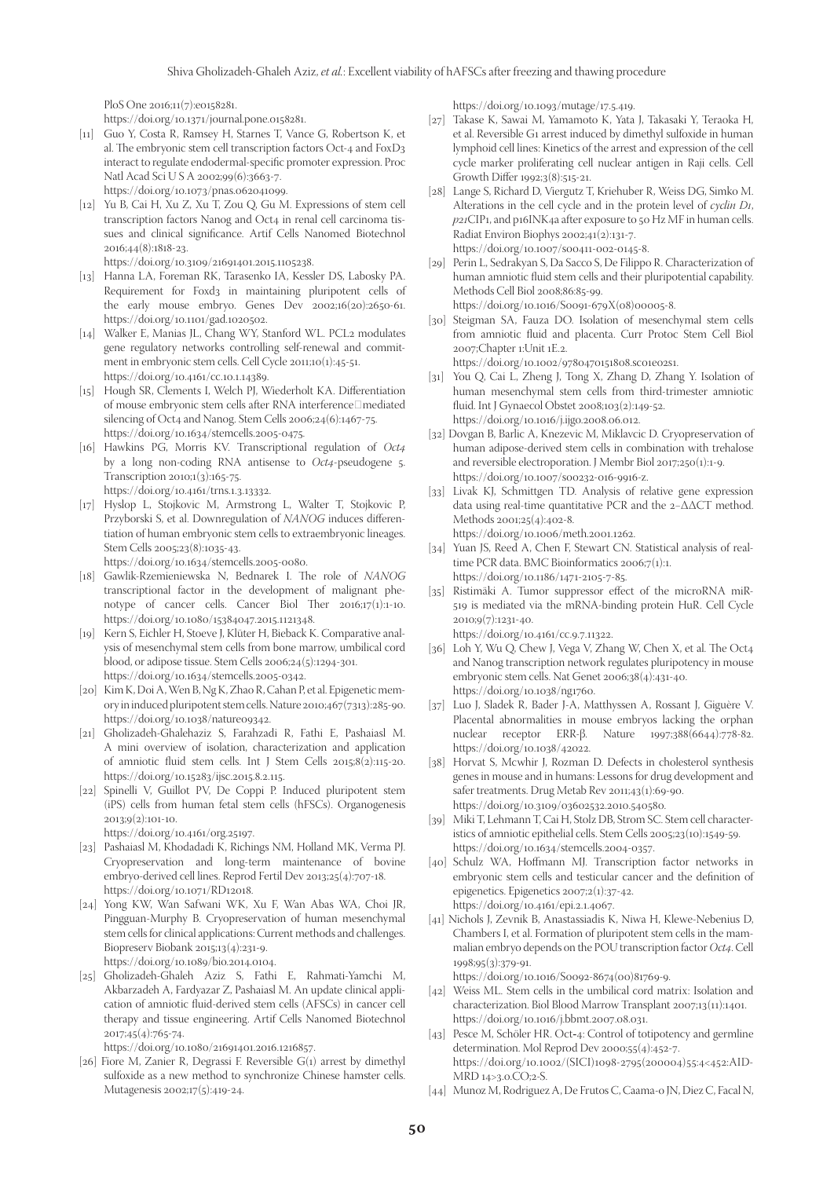PloS One 2016;11(7):e0158281.
https://doi.org/10.1371/journal.pone.0158281.

[11] Guo Y, Costa R, Ramsey H, Starnes T, Vance G, Robertson K, et al. The embryonic stem cell transcription factors Oct-4 and FoxD3 interact to regulate endodermal-specific promoter expression. Proc Natl Acad Sci U S A 2002;99(6):3663-7.
https://doi.org/10.1073/pnas.062041099.

[12] Yu B, Cai H, Xu Z, Xu T, Zou Q, Gu M. Expressions of stem cell transcription factors Nanog and Oct4 in renal cell carcinoma tissues and clinical significance. Artif Cells Nanomed Biotechnol 2016;44(8):1818-23.
https://doi.org/10.3109/21691401.2015.1105238.

[13] Hanna LA, Foreman RK, Tarasenko IA, Kessler DS, Labosky PA. Requirement for Foxd3 in maintaining pluripotent cells of the early mouse embryo. Genes Dev 2002;16(20):2650-61.
https://doi.org/10.1101/gad.1020502.

[14] Walker E, Manias JL, Chang WY, Stanford WL. PCL2 modulates gene regulatory networks controlling self-renewal and commitment in embryonic stem cells. Cell Cycle 2011;10(1):45-51.
https://doi.org/10.4161/cc.10.1.14389.

[15] Hough SR, Clements I, Welch PJ, Wiederholt KA. Differentiation of mouse embryonic stem cells after RNA interference‐mediated silencing of Oct4 and Nanog. Stem Cells 2006;24(6):1467-75.
https://doi.org/10.1634/stemcells.2005-0475.

[16] Hawkins PG, Morris KV. Transcriptional regulation of *Oct4* by a long non-coding RNA antisense to *Oct4*-pseudogene 5. Transcription 2010;1(3):165-75.
https://doi.org/10.4161/trns.1.3.13332.

[17] Hyslop L, Stojkovic M, Armstrong L, Walter T, Stojkovic P, Przyborski S, et al. Downregulation of *NANOG* induces differentiation of human embryonic stem cells to extraembryonic lineages. Stem Cells 2005;23(8):1035-43.
https://doi.org/10.1634/stemcells.2005-0080.

[18] Gawlik-Rzemieniewska N, Bednarek I. The role of *NANOG* transcriptional factor in the development of malignant phenotype of cancer cells. Cancer Biol Ther 2016;17(1):1-10.
https://doi.org/10.1080/15384047.2015.1121348.

[19] Kern S, Eichler H, Stoeve J, Klüter H, Bieback K. Comparative analysis of mesenchymal stem cells from bone marrow, umbilical cord blood, or adipose tissue. Stem Cells 2006;24(5):1294-301.
https://doi.org/10.1634/stemcells.2005-0342.

[20] Kim K, Doi A, Wen B, Ng K, Zhao R, Cahan P, et al. Epigenetic memory in induced pluripotent stem cells. Nature 2010;467(7313):285-90.
https://doi.org/10.1038/nature09342.

[21] Gholizadeh-Ghalehaziz S, Farahzadi R, Fathi E, Pashaiasl M. A mini overview of isolation, characterization and application of amniotic fluid stem cells. Int J Stem Cells 2015;8(2):115-20.
https://doi.org/10.15283/ijsc.2015.8.2.115.

[22] Spinelli V, Guillot PV, De Coppi P. Induced pluripotent stem (iPS) cells from human fetal stem cells (hFSCs). Organogenesis 2013;9(2):101-10.
https://doi.org/10.4161/org.25197.

[23] Pashaiasl M, Khodadadi K, Richings NM, Holland MK, Verma PJ. Cryopreservation and long-term maintenance of bovine embryo-derived cell lines. Reprod Fertil Dev 2013;25(4):707-18.
https://doi.org/10.1071/RD12018.

[24] Yong KW, Wan Safwani WK, Xu F, Wan Abas WA, Choi JR, Pingguan-Murphy B. Cryopreservation of human mesenchymal stem cells for clinical applications: Current methods and challenges. Biopreserv Biobank 2015;13(4):231-9.
https://doi.org/10.1089/bio.2014.0104.

[25] Gholizadeh-Ghaleh Aziz S, Fathi E, Rahmati-Yamchi M, Akbarzadeh A, Fardyazar Z, Pashaiasl M. An update clinical application of amniotic fluid-derived stem cells (AFSCs) in cancer cell therapy and tissue engineering. Artif Cells Nanomed Biotechnol 2017;45(4):765-74.
https://doi.org/10.1080/21691401.2016.1216857.

[26] Fiore M, Zanier R, Degrassi F. Reversible G(1) arrest by dimethyl sulfoxide as a new method to synchronize Chinese hamster cells. Mutagenesis 2002;17(5):419-24.
https://doi.org/10.1093/mutage/17.5.419.

[27] Takase K, Sawai M, Yamamoto K, Yata J, Takasaki Y, Teraoka H, et al. Reversible G1 arrest induced by dimethyl sulfoxide in human lymphoid cell lines: Kinetics of the arrest and expression of the cell cycle marker proliferating cell nuclear antigen in Raji cells. Cell Growth Differ 1992;3(8):515-21.

[28] Lange S, Richard D, Viergutz T, Kriehuber R, Weiss DG, Simko M. Alterations in the cell cycle and in the protein level of *cyclin D1*, *p21*CIP1, and p16INK4a after exposure to 50 Hz MF in human cells. Radiat Environ Biophys 2002;41(2):131-7.
https://doi.org/10.1007/s00411-002-0145-8.

[29] Perin L, Sedrakyan S, Da Sacco S, De Filippo R. Characterization of human amniotic fluid stem cells and their pluripotential capability. Methods Cell Biol 2008;86:85-99.
https://doi.org/10.1016/S0091-679X(08)00005-8.

[30] Steigman SA, Fauza DO. Isolation of mesenchymal stem cells from amniotic fluid and placenta. Curr Protoc Stem Cell Biol 2007;Chapter 1:Unit 1E.2.
https://doi.org/10.1002/9780470151808.sc01e02s1.

[31] You Q, Cai L, Zheng J, Tong X, Zhang D, Zhang Y. Isolation of human mesenchymal stem cells from third-trimester amniotic fluid. Int J Gynaecol Obstet 2008;103(2):149-52.
https://doi.org/10.1016/j.ijgo.2008.06.012.

[32] Dovgan B, Barlic A, Knezevic M, Miklavcic D. Cryopreservation of human adipose-derived stem cells in combination with trehalose and reversible electroporation. J Membr Biol 2017;250(1):1-9.
https://doi.org/10.1007/s00232-016-9916-z.

[33] Livak KJ, Schmittgen TD. Analysis of relative gene expression data using real-time quantitative PCR and the 2–ΔΔCT method. Methods 2001;25(4):402-8.
https://doi.org/10.1006/meth.2001.1262.

[34] Yuan JS, Reed A, Chen F, Stewart CN. Statistical analysis of real-time PCR data. BMC Bioinformatics 2006;7(1):1.
https://doi.org/10.1186/1471-2105-7-85.

[35] Ristimäki A. Tumor suppressor effect of the microRNA miR-519 is mediated via the mRNA-binding protein HuR. Cell Cycle 2010;9(7):1231-40.
https://doi.org/10.4161/cc.9.7.11322.

[36] Loh Y, Wu Q, Chew J, Vega V, Zhang W, Chen X, et al. The Oct4 and Nanog transcription network regulates pluripotency in mouse embryonic stem cells. Nat Genet 2006;38(4):431-40.
https://doi.org/10.1038/ng1760.

[37] Luo J, Sladek R, Bader J-A, Matthyssen A, Rossant J, Giguère V. Placental abnormalities in mouse embryos lacking the orphan nuclear receptor ERR-β. Nature 1997;388(6644):778-82.
https://doi.org/10.1038/42022.

[38] Horvat S, Mcwhir J, Rozman D. Defects in cholesterol synthesis genes in mouse and in humans: Lessons for drug development and safer treatments. Drug Metab Rev 2011;43(1):69-90.
https://doi.org/10.3109/03602532.2010.540580.

[39] Miki T, Lehmann T, Cai H, Stolz DB, Strom SC. Stem cell characteristics of amniotic epithelial cells. Stem Cells 2005;23(10):1549-59.
https://doi.org/10.1634/stemcells.2004-0357.

[40] Schulz WA, Hoffmann MJ. Transcription factor networks in embryonic stem cells and testicular cancer and the definition of epigenetics. Epigenetics 2007;2(1):37-42.
https://doi.org/10.4161/epi.2.1.4067.

[41] Nichols J, Zevnik B, Anastassiadis K, Niwa H, Klewe-Nebenius D, Chambers I, et al. Formation of pluripotent stem cells in the mammalian embryo depends on the POU transcription factor *Oct4*. Cell 1998;95(3):379-91.
https://doi.org/10.1016/S0092-8674(00)81769-9.

[42] Weiss ML. Stem cells in the umbilical cord matrix: Isolation and characterization. Biol Blood Marrow Transplant 2007;13(11):1401.
https://doi.org/10.1016/j.bbmt.2007.08.031.

[43] Pesce M, Schöler HR. Oct-4: Control of totipotency and germline determination. Mol Reprod Dev 2000;55(4):452-7.
https://doi.org/10.1002/(SICI)1098-2795(200004)55:4<452:AID-MRD14>3.0.CO;2-S.

[44] Munoz M, Rodriguez A, De Frutos C, Caama-o JN, Diez C, Facal N,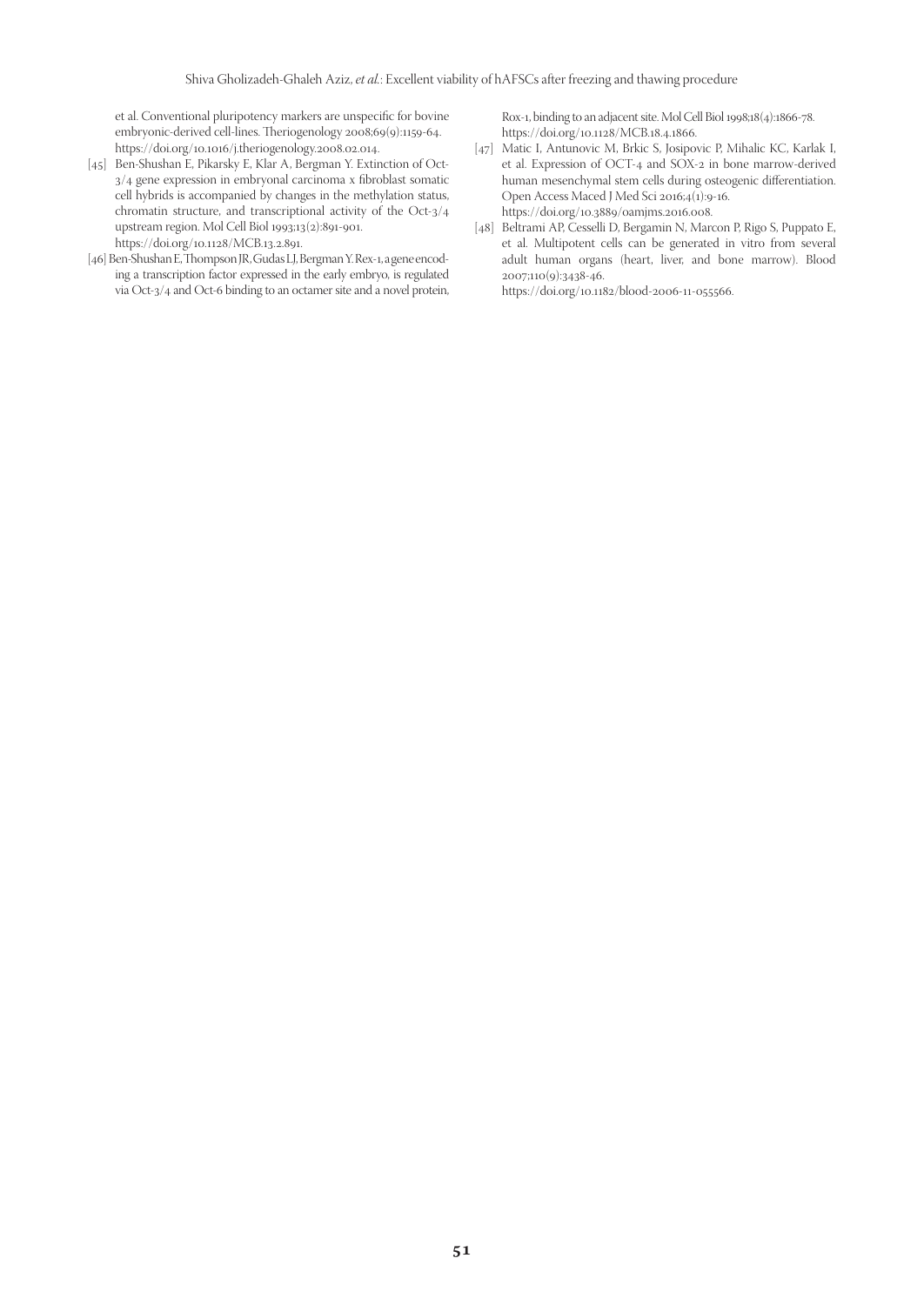et al. Conventional pluripotency markers are unspecific for bovine embryonic-derived cell-lines. Theriogenology 2008;69(9):1159-64. https://doi.org/10.1016/j.theriogenology.2008.02.014.

[45] Ben-Shushan E, Pikarsky E, Klar A, Bergman Y. Extinction of Oct-3/4 gene expression in embryonal carcinoma x fibroblast somatic cell hybrids is accompanied by changes in the methylation status, chromatin structure, and transcriptional activity of the Oct-3/4 upstream region. Mol Cell Biol 1993;13(2):891-901. https://doi.org/10.1128/MCB.13.2.891.

[46] Ben-Shushan E, Thompson JR, Gudas LJ, Bergman Y. Rex-1, a gene encoding a transcription factor expressed in the early embryo, is regulated via Oct-3/4 and Oct-6 binding to an octamer site and a novel protein, Rox-1, binding to an adjacent site. Mol Cell Biol 1998;18(4):1866-78. https://doi.org/10.1128/MCB.18.4.1866.

[47] Matic I, Antunovic M, Brkic S, Josipovic P, Mihalic KC, Karlak I, et al. Expression of OCT-4 and SOX-2 in bone marrow-derived human mesenchymal stem cells during osteogenic differentiation. Open Access Maced J Med Sci 2016;4(1):9-16. https://doi.org/10.3889/oamjms.2016.008.

[48] Beltrami AP, Cesselli D, Bergamin N, Marcon P, Rigo S, Puppato E, et al. Multipotent cells can be generated in vitro from several adult human organs (heart, liver, and bone marrow). Blood 2007;110(9):3438-46. https://doi.org/10.1182/blood-2006-11-055566.